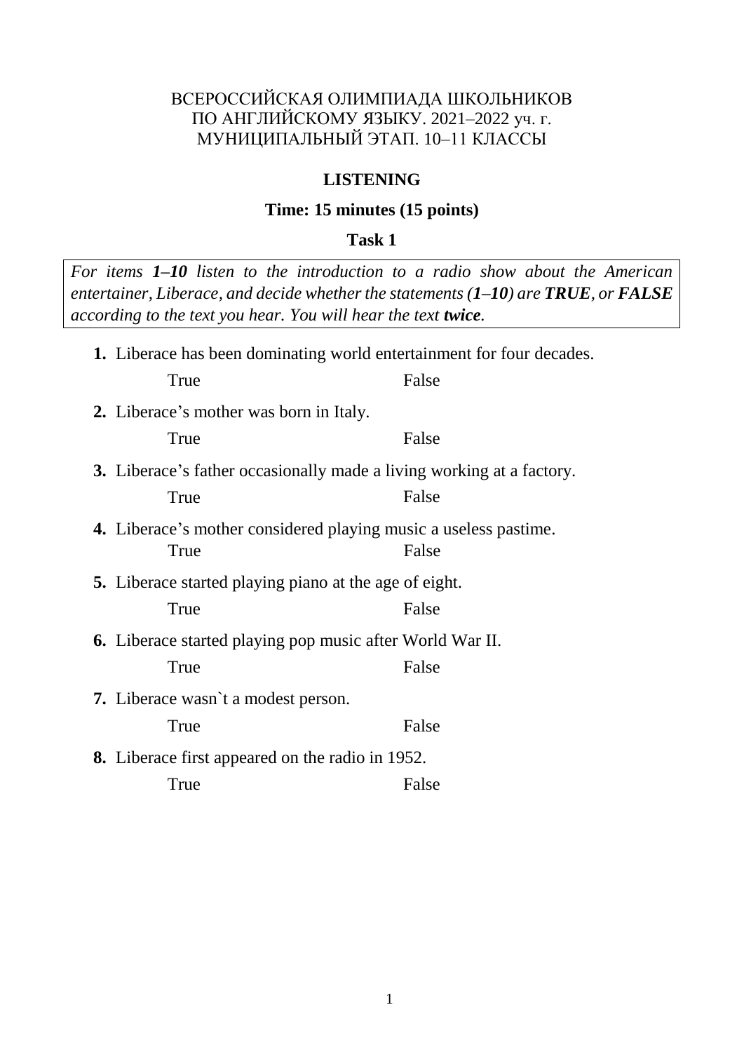ВСЕРОССИЙСКАЯ ОЛИМПИАДА ШКОЛЬНИКОВ
ПО АНГЛИЙСКОМУ ЯЗЫКУ. 2021–2022 уч. г.
МУНИЦИПАЛЬНЫЙ ЭТАП. 10–11 КЛАССЫ

## LISTENING

### Time: 15 minutes (15 points)

### Task 1

*For items **1–10** listen to the introduction to a radio show about the American entertainer, Liberace, and decide whether the statements (**1–10**) are **TRUE**, or **FALSE** according to the text you hear. You will hear the text **twice**.*

**1.** Liberace has been dominating world entertainment for four decades.

True False

**2.** Liberace's mother was born in Italy.

True False

**3.** Liberace's father occasionally made a living working at a factory.

True False

**4.** Liberace's mother considered playing music a useless pastime.

True False

**5.** Liberace started playing piano at the age of eight.

True False

**6.** Liberace started playing pop music after World War II.

True False

**7.** Liberace wasn`t a modest person.

True False

**8.** Liberace first appeared on the radio in 1952.

True False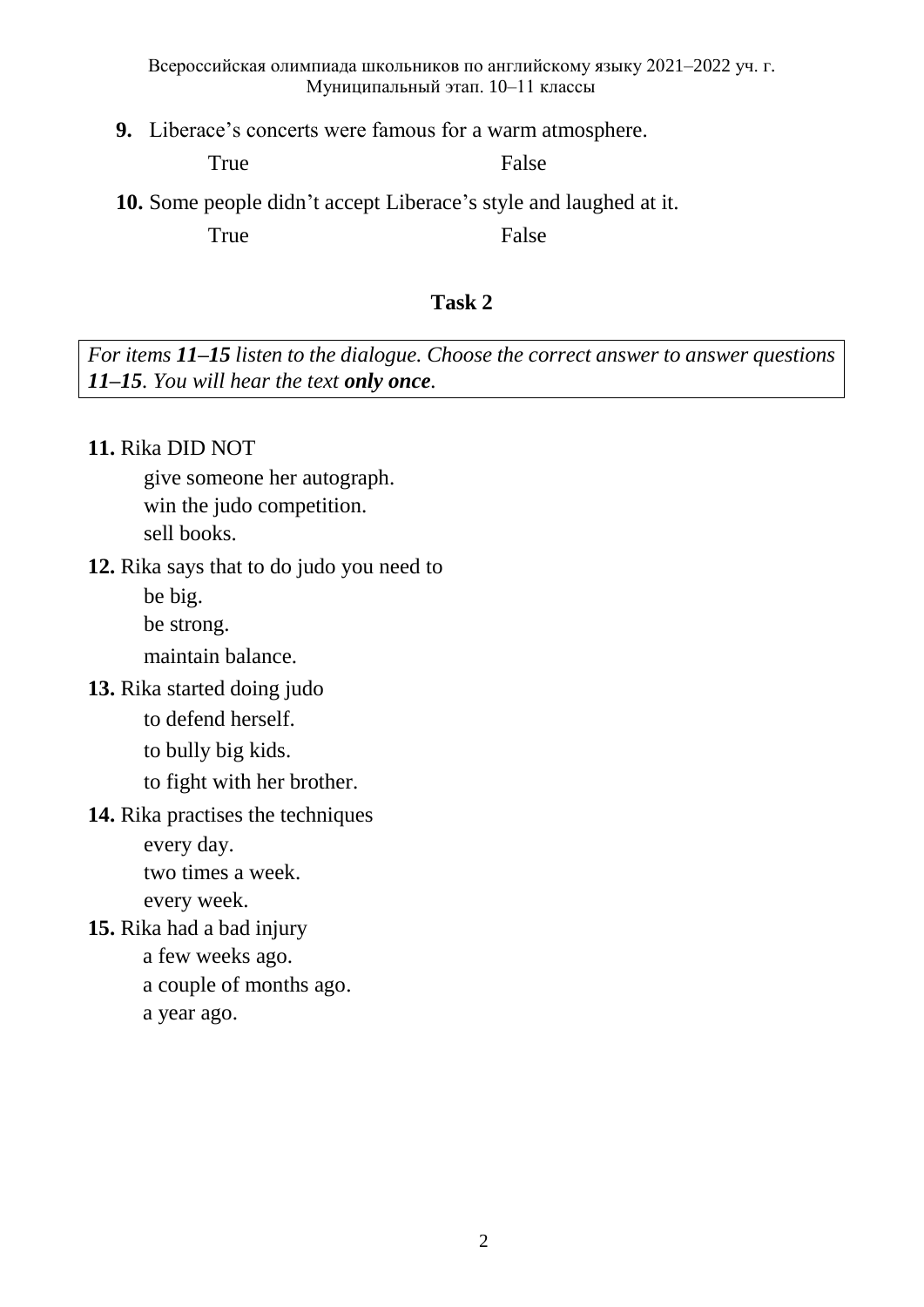**9.** Liberace's concerts were famous for a warm atmosphere.

True False

**10.** Some people didn't accept Liberace's style and laughed at it.

True False

## Task 2

*For items **11–15** listen to the dialogue. Choose the correct answer to answer questions **11–15**. You will hear the text **only once**.*

**11.** Rika DID NOT

give someone her autograph.
win the judo competition.
sell books.

**12.** Rika says that to do judo you need to

be big.
be strong.
maintain balance.

**13.** Rika started doing judo

to defend herself.
to bully big kids.
to fight with her brother.

**14.** Rika practises the techniques

every day.
two times a week.
every week.

**15.** Rika had a bad injury

a few weeks ago.
a couple of months ago.
a year ago.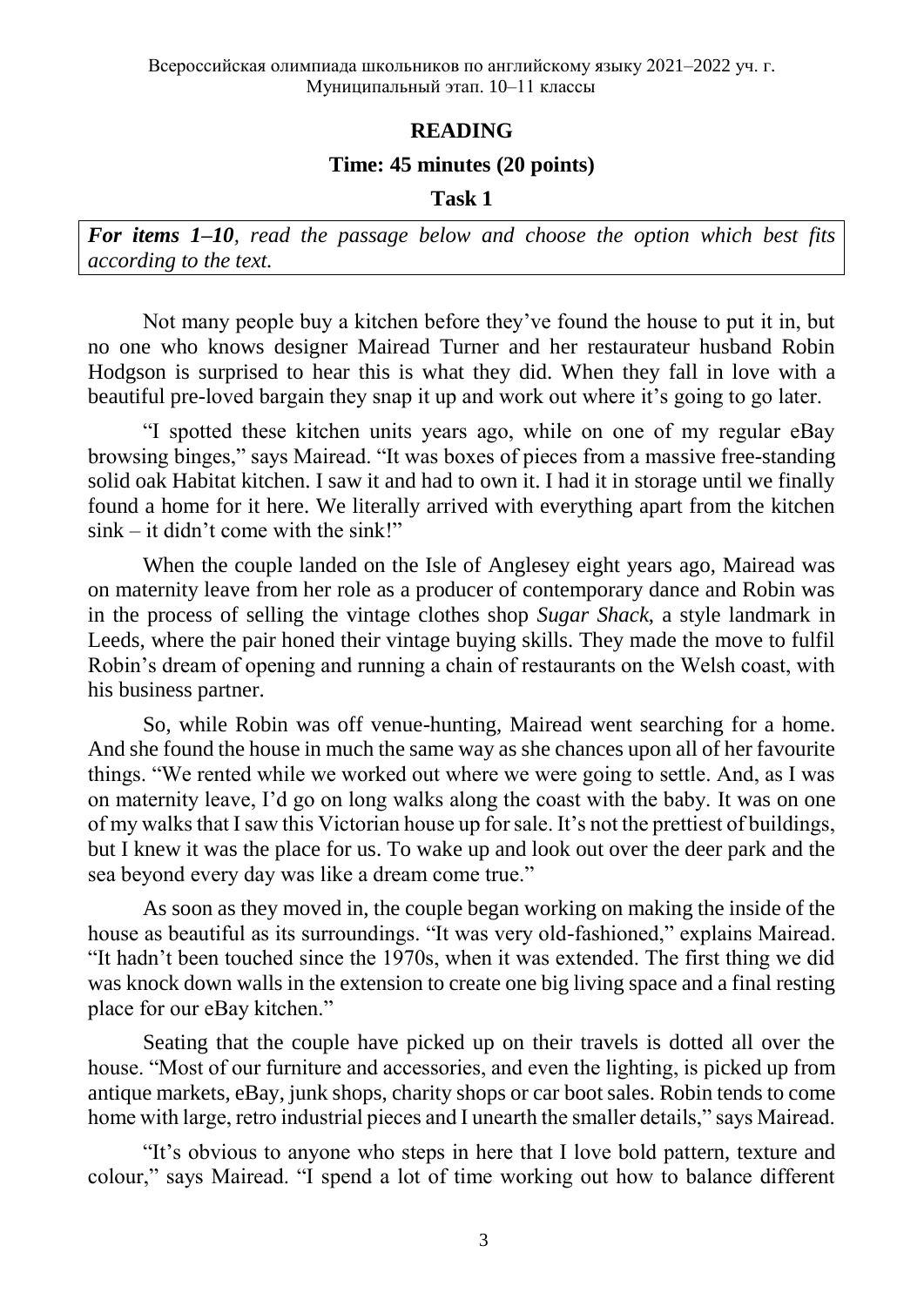## READING

### Time: 45 minutes (20 points)

### Task 1

***For items 1–10**, read the passage below and choose the option which best fits according to the text.*

Not many people buy a kitchen before they've found the house to put it in, but no one who knows designer Mairead Turner and her restaurateur husband Robin Hodgson is surprised to hear this is what they did. When they fall in love with a beautiful pre-loved bargain they snap it up and work out where it's going to go later.

"I spotted these kitchen units years ago, while on one of my regular eBay browsing binges," says Mairead. "It was boxes of pieces from a massive free-standing solid oak Habitat kitchen. I saw it and had to own it. I had it in storage until we finally found a home for it here. We literally arrived with everything apart from the kitchen sink – it didn't come with the sink!"

When the couple landed on the Isle of Anglesey eight years ago, Mairead was on maternity leave from her role as a producer of contemporary dance and Robin was in the process of selling the vintage clothes shop *Sugar Shack*, a style landmark in Leeds, where the pair honed their vintage buying skills. They made the move to fulfil Robin's dream of opening and running a chain of restaurants on the Welsh coast, with his business partner.

So, while Robin was off venue-hunting, Mairead went searching for a home. And she found the house in much the same way as she chances upon all of her favourite things. "We rented while we worked out where we were going to settle. And, as I was on maternity leave, I'd go on long walks along the coast with the baby. It was on one of my walks that I saw this Victorian house up for sale. It's not the prettiest of buildings, but I knew it was the place for us. To wake up and look out over the deer park and the sea beyond every day was like a dream come true."

As soon as they moved in, the couple began working on making the inside of the house as beautiful as its surroundings. "It was very old-fashioned," explains Mairead. "It hadn't been touched since the 1970s, when it was extended. The first thing we did was knock down walls in the extension to create one big living space and a final resting place for our eBay kitchen."

Seating that the couple have picked up on their travels is dotted all over the house. "Most of our furniture and accessories, and even the lighting, is picked up from antique markets, eBay, junk shops, charity shops or car boot sales. Robin tends to come home with large, retro industrial pieces and I unearth the smaller details," says Mairead.

"It's obvious to anyone who steps in here that I love bold pattern, texture and colour," says Mairead. "I spend a lot of time working out how to balance different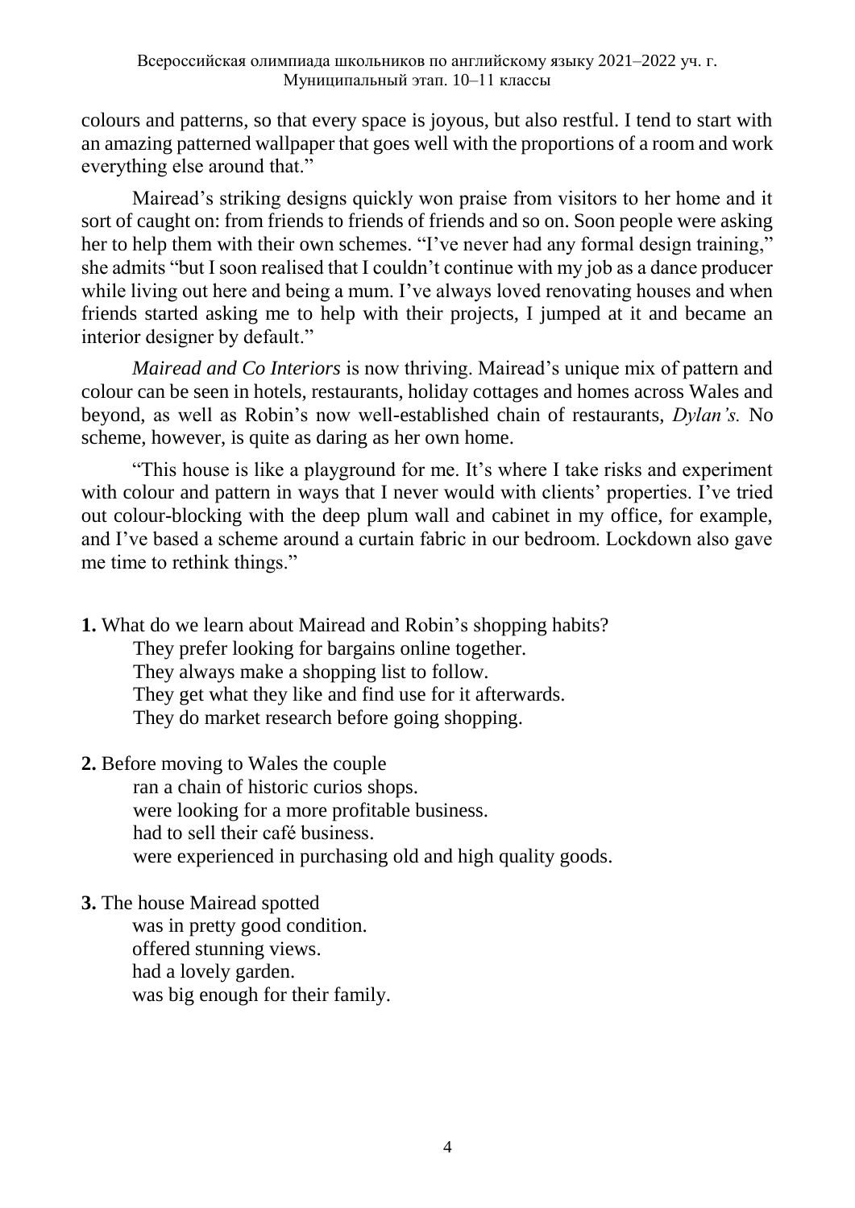colours and patterns, so that every space is joyous, but also restful. I tend to start with an amazing patterned wallpaper that goes well with the proportions of a room and work everything else around that."

Mairead's striking designs quickly won praise from visitors to her home and it sort of caught on: from friends to friends of friends and so on. Soon people were asking her to help them with their own schemes. "I've never had any formal design training," she admits "but I soon realised that I couldn't continue with my job as a dance producer while living out here and being a mum. I've always loved renovating houses and when friends started asking me to help with their projects, I jumped at it and became an interior designer by default."

*Mairead and Co Interiors* is now thriving. Mairead's unique mix of pattern and colour can be seen in hotels, restaurants, holiday cottages and homes across Wales and beyond, as well as Robin's now well-established chain of restaurants, *Dylan's.* No scheme, however, is quite as daring as her own home.

"This house is like a playground for me. It's where I take risks and experiment with colour and pattern in ways that I never would with clients' properties. I've tried out colour-blocking with the deep plum wall and cabinet in my office, for example, and I've based a scheme around a curtain fabric in our bedroom. Lockdown also gave me time to rethink things."

**1.** What do we learn about Mairead and Robin's shopping habits?

They prefer looking for bargains online together.
They always make a shopping list to follow.
They get what they like and find use for it afterwards.
They do market research before going shopping.

**2.** Before moving to Wales the couple

ran a chain of historic curios shops.
were looking for a more profitable business.
had to sell their café business.
were experienced in purchasing old and high quality goods.

**3.** The house Mairead spotted

was in pretty good condition.
offered stunning views.
had a lovely garden.
was big enough for their family.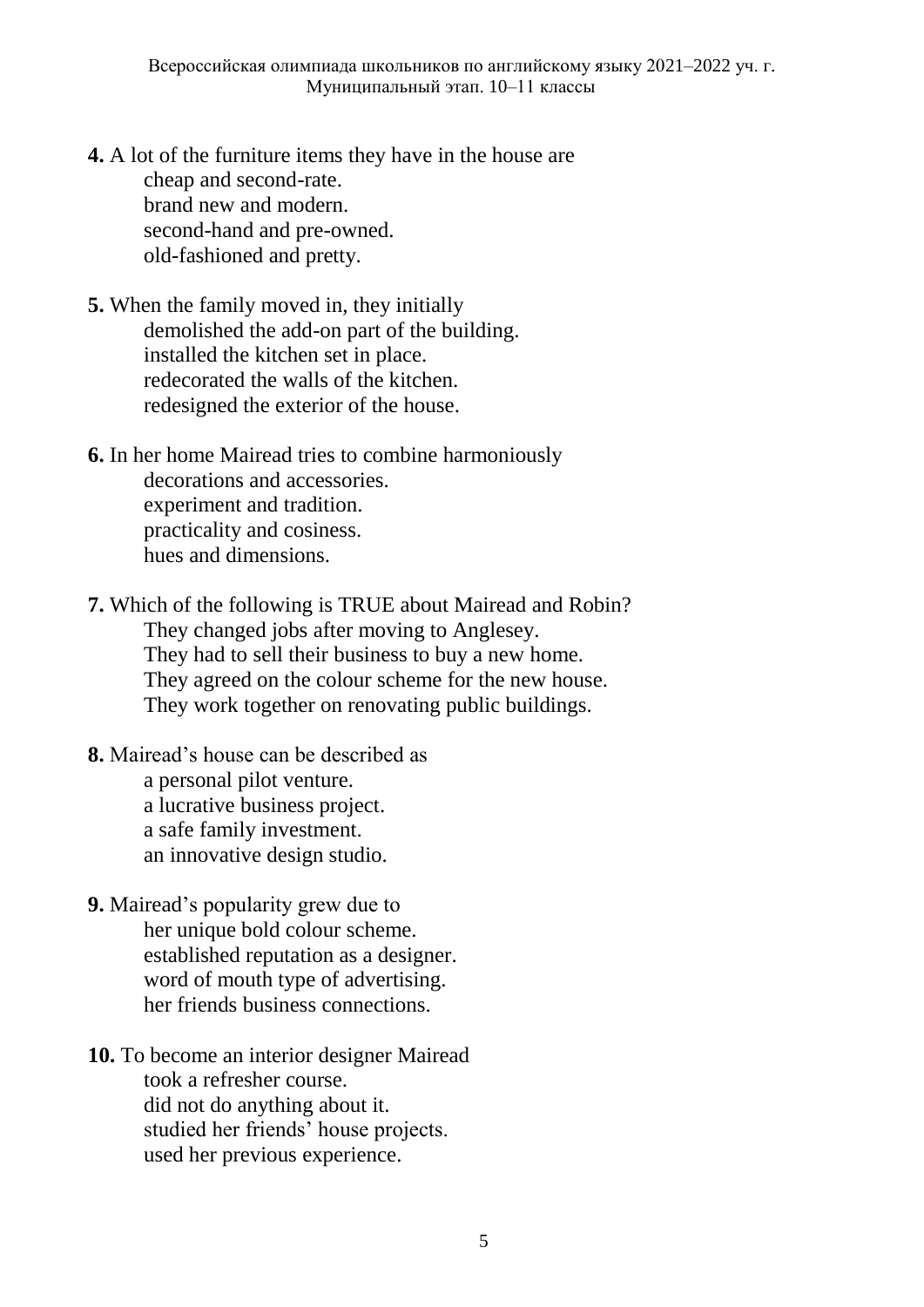**4.** A lot of the furniture items they have in the house are
   cheap and second-rate.
   brand new and modern.
   second-hand and pre-owned.
   old-fashioned and pretty.

**5.** When the family moved in, they initially
   demolished the add-on part of the building.
   installed the kitchen set in place.
   redecorated the walls of the kitchen.
   redesigned the exterior of the house.

**6.** In her home Mairead tries to combine harmoniously
   decorations and accessories.
   experiment and tradition.
   practicality and cosiness.
   hues and dimensions.

**7.** Which of the following is TRUE about Mairead and Robin?
   They changed jobs after moving to Anglesey.
   They had to sell their business to buy a new home.
   They agreed on the colour scheme for the new house.
   They work together on renovating public buildings.

**8.** Mairead's house can be described as
   a personal pilot venture.
   a lucrative business project.
   a safe family investment.
   an innovative design studio.

**9.** Mairead's popularity grew due to
   her unique bold colour scheme.
   established reputation as a designer.
   word of mouth type of advertising.
   her friends business connections.

**10.** To become an interior designer Mairead
   took a refresher course.
   did not do anything about it.
   studied her friends' house projects.
   used her previous experience.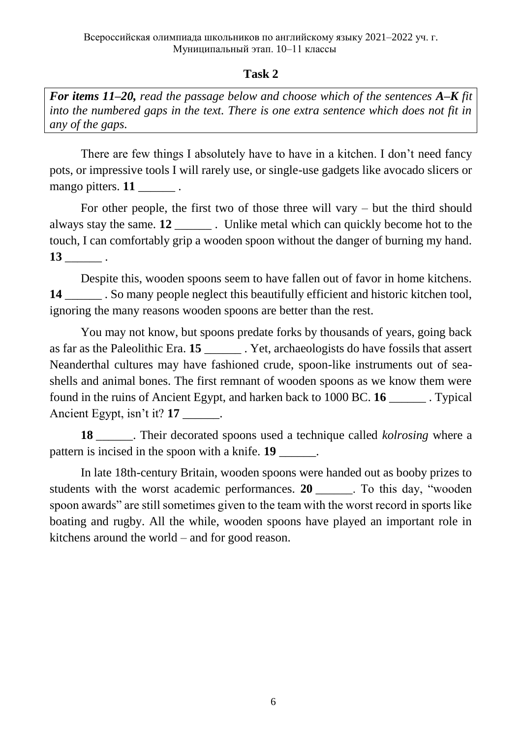## Task 2

***For items 11–20,*** *read the passage below and choose which of the sentences **A–K** fit into the numbered gaps in the text. There is one extra sentence which does not fit in any of the gaps.*

There are few things I absolutely have to have in a kitchen. I don't need fancy pots, or impressive tools I will rarely use, or single-use gadgets like avocado slicers or mango pitters. **11** ______ .

For other people, the first two of those three will vary – but the third should always stay the same. **12** ______ . Unlike metal which can quickly become hot to the touch, I can comfortably grip a wooden spoon without the danger of burning my hand. **13** ______ .

Despite this, wooden spoons seem to have fallen out of favor in home kitchens. **14** ______ . So many people neglect this beautifully efficient and historic kitchen tool, ignoring the many reasons wooden spoons are better than the rest.

You may not know, but spoons predate forks by thousands of years, going back as far as the Paleolithic Era. **15** ______ . Yet, archaeologists do have fossils that assert Neanderthal cultures may have fashioned crude, spoon-like instruments out of sea-shells and animal bones. The first remnant of wooden spoons as we know them were found in the ruins of Ancient Egypt, and harken back to 1000 BC. **16** ______ . Typical Ancient Egypt, isn't it? **17** ______.

**18** ______. Their decorated spoons used a technique called *kolrosing* where a pattern is incised in the spoon with a knife. **19** ______.

In late 18th-century Britain, wooden spoons were handed out as booby prizes to students with the worst academic performances. **20** ______. To this day, "wooden spoon awards" are still sometimes given to the team with the worst record in sports like boating and rugby. All the while, wooden spoons have played an important role in kitchens around the world – and for good reason.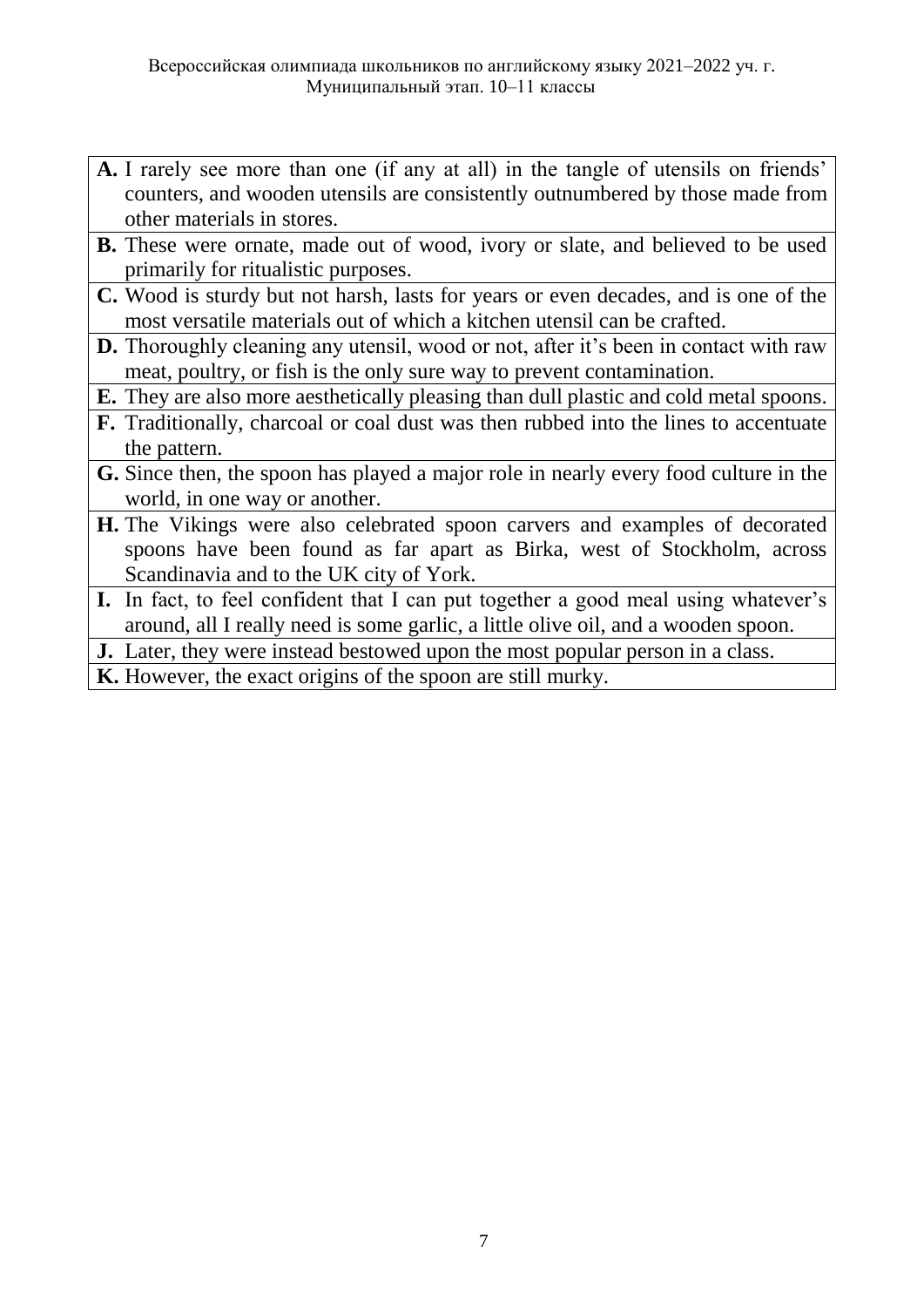| | |
|---|---|
| **A.** | I rarely see more than one (if any at all) in the tangle of utensils on friends' counters, and wooden utensils are consistently outnumbered by those made from other materials in stores. |
| **B.** | These were ornate, made out of wood, ivory or slate, and believed to be used primarily for ritualistic purposes. |
| **C.** | Wood is sturdy but not harsh, lasts for years or even decades, and is one of the most versatile materials out of which a kitchen utensil can be crafted. |
| **D.** | Thoroughly cleaning any utensil, wood or not, after it's been in contact with raw meat, poultry, or fish is the only sure way to prevent contamination. |
| **E.** | They are also more aesthetically pleasing than dull plastic and cold metal spoons. |
| **F.** | Traditionally, charcoal or coal dust was then rubbed into the lines to accentuate the pattern. |
| **G.** | Since then, the spoon has played a major role in nearly every food culture in the world, in one way or another. |
| **H.** | The Vikings were also celebrated spoon carvers and examples of decorated spoons have been found as far apart as Birka, west of Stockholm, across Scandinavia and to the UK city of York. |
| **I.** | In fact, to feel confident that I can put together a good meal using whatever's around, all I really need is some garlic, a little olive oil, and a wooden spoon. |
| **J.** | Later, they were instead bestowed upon the most popular person in a class. |
| **K.** | However, the exact origins of the spoon are still murky. |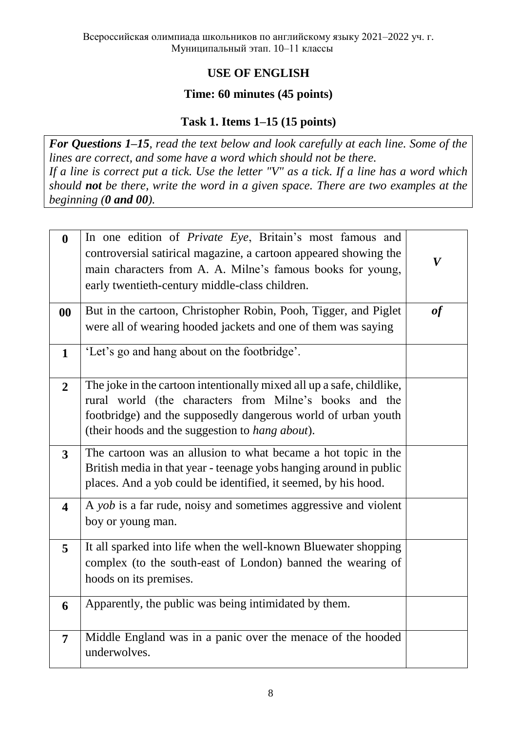Всероссийская олимпиада школьников по английскому языку 2021–2022 уч. г.
Муниципальный этап. 10–11 классы

## USE OF ENGLISH

### Time: 60 minutes (45 points)

### Task 1. Items 1–15 (15 points)

***For Questions 1–15**, read the text below and look carefully at each line. Some of the lines are correct, and some have a word which should not be there.*
*If a line is correct put a tick. Use the letter "V" as a tick. If a line has a word which should **not** be there, write the word in a given space. There are two examples at the beginning (**0 and 00**).*

| | | |
|---|---|---|
| **0** | In one edition of *Private Eye*, Britain's most famous and controversial satirical magazine, a cartoon appeared showing the main characters from A. A. Milne's famous books for young, early twentieth-century middle-class children. | ***V*** |
| **00** | But in the cartoon, Christopher Robin, Pooh, Tigger, and Piglet were all of wearing hooded jackets and one of them was saying | ***of*** |
| **1** | 'Let's go and hang about on the footbridge'. | |
| **2** | The joke in the cartoon intentionally mixed all up a safe, childlike, rural world (the characters from Milne's books and the footbridge) and the supposedly dangerous world of urban youth (their hoods and the suggestion to *hang about*). | |
| **3** | The cartoon was an allusion to what became a hot topic in the British media in that year - teenage yobs hanging around in public places. And a yob could be identified, it seemed, by his hood. | |
| **4** | A *yob* is a far rude, noisy and sometimes aggressive and violent boy or young man. | |
| **5** | It all sparked into life when the well-known Bluewater shopping complex (to the south-east of London) banned the wearing of hoods on its premises. | |
| **6** | Apparently, the public was being intimidated by them. | |
| **7** | Middle England was in a panic over the menace of the hooded underwolves. | |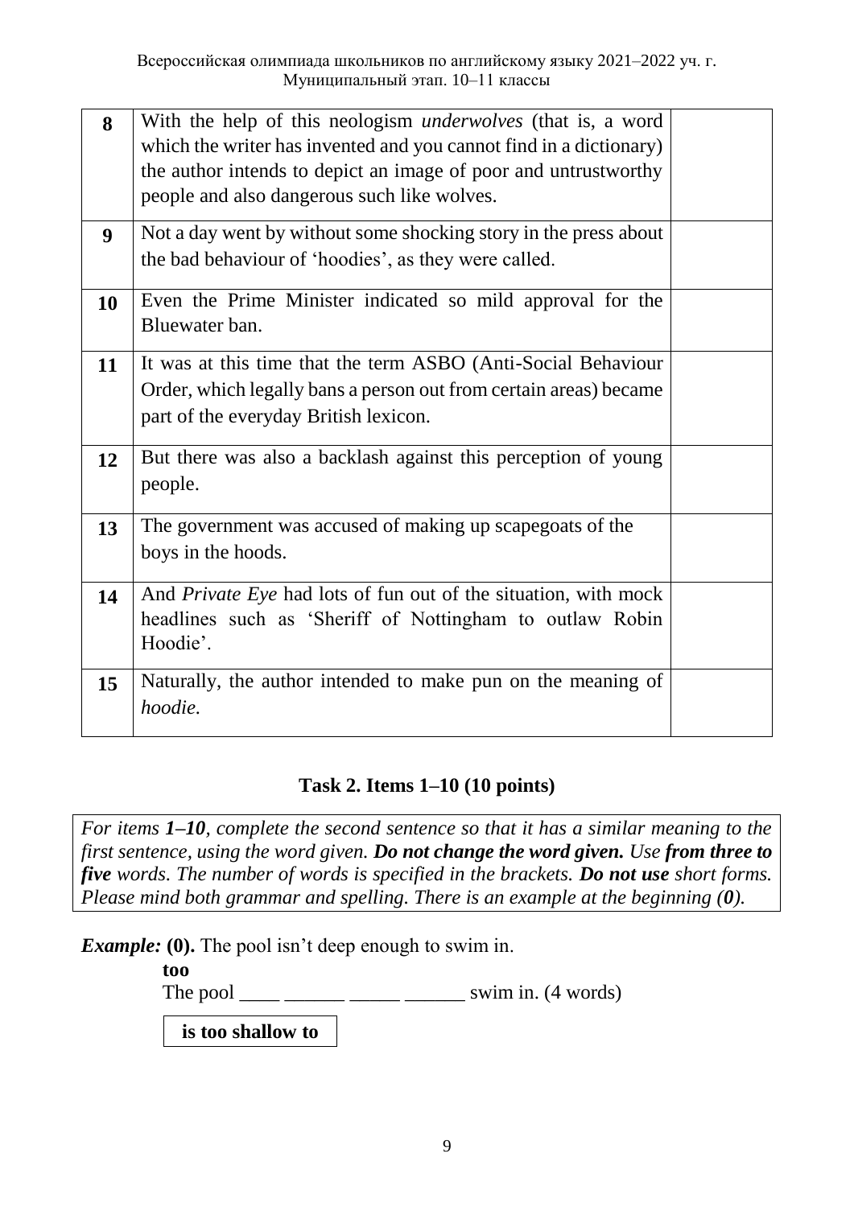| | | |
|---|---|---|
| **8** | With the help of this neologism *underwolves* (that is, a word which the writer has invented and you cannot find in a dictionary) the author intends to depict an image of poor and untrustworthy people and also dangerous such like wolves. | |
| **9** | Not a day went by without some shocking story in the press about the bad behaviour of 'hoodies', as they were called. | |
| **10** | Even the Prime Minister indicated so mild approval for the Bluewater ban. | |
| **11** | It was at this time that the term ASBO (Anti-Social Behaviour Order, which legally bans a person out from certain areas) became part of the everyday British lexicon. | |
| **12** | But there was also a backlash against this perception of young people. | |
| **13** | The government was accused of making up scapegoats of the boys in the hoods. | |
| **14** | And *Private Eye* had lots of fun out of the situation, with mock headlines such as 'Sheriff of Nottingham to outlaw Robin Hoodie'. | |
| **15** | Naturally, the author intended to make pun on the meaning of *hoodie*. | |

## Task 2. Items 1–10 (10 points)

*For items **1–10**, complete the second sentence so that it has a similar meaning to the first sentence, using the word given. **Do not change the word given.** Use **from three to five** words. The number of words is specified in the brackets. **Do not use** short forms. Please mind both grammar and spelling. There is an example at the beginning (**0**).*

***Example:*** **(0).** The pool isn't deep enough to swim in.

**too**

The pool ____ ______ _____ ______ swim in. (4 words)

**is too shallow to**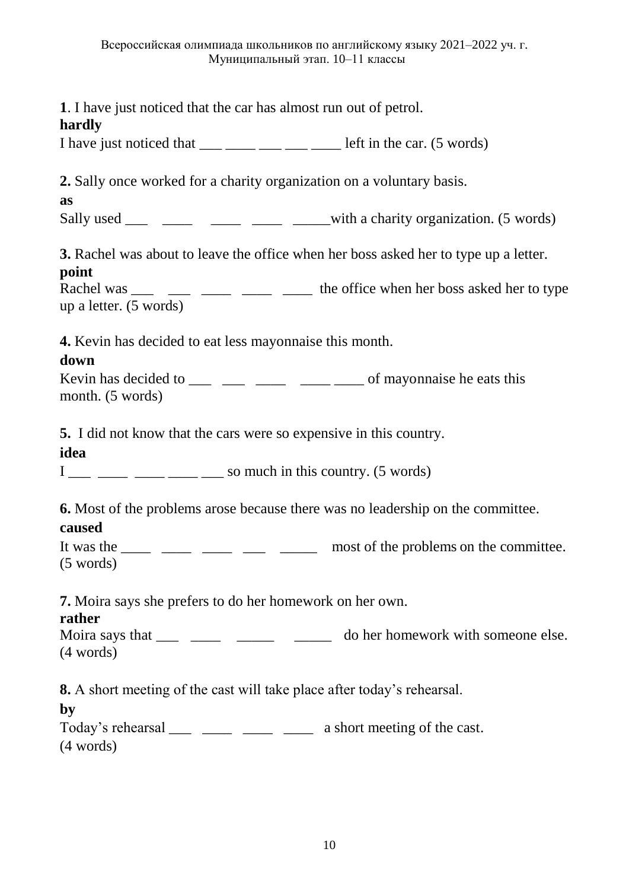**1**. I have just noticed that the car has almost run out of petrol.

**hardly**

I have just noticed that ___ ____ ___ ___ ____ left in the car. (5 words)

**2.** Sally once worked for a charity organization on a voluntary basis.

**as**

Sally used ___ ____ ____ ____ _____with a charity organization. (5 words)

**3.** Rachel was about to leave the office when her boss asked her to type up a letter.

**point**

Rachel was ___ ___ ____ ____ ____ the office when her boss asked her to type up a letter. (5 words)

**4.** Kevin has decided to eat less mayonnaise this month.

**down**

Kevin has decided to ___ ___ ____ ____ ____ of mayonnaise he eats this month. (5 words)

**5.** I did not know that the cars were so expensive in this country.

**idea**

I ___ ____ ____ ____ ___ so much in this country. (5 words)

**6.** Most of the problems arose because there was no leadership on the committee.

**caused**

It was the ____ ____ ____ ___ _____ most of the problems on the committee. (5 words)

**7.** Moira says she prefers to do her homework on her own.

**rather**

Moira says that ___ ____ _____ _____ do her homework with someone else. (4 words)

**8.** A short meeting of the cast will take place after today's rehearsal.

**by**

Today's rehearsal ___ ____ ____ ____ a short meeting of the cast. (4 words)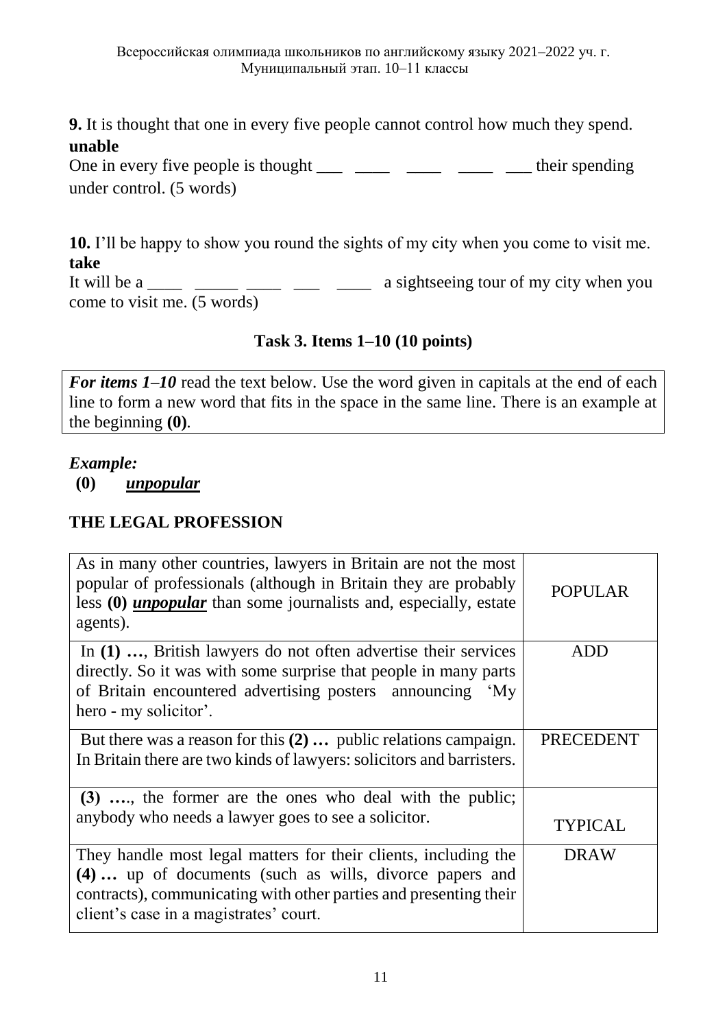**9.** It is thought that one in every five people cannot control how much they spend.
**unable**
One in every five people is thought ___ ____ ____ ____ ___ their spending under control. (5 words)

**10.** I'll be happy to show you round the sights of my city when you come to visit me.
**take**
It will be a ____ _____ ____ ___ ____ a sightseeing tour of my city when you come to visit me. (5 words)

## Task 3. Items 1–10 (10 points)

***For items 1–10*** read the text below. Use the word given in capitals at the end of each line to form a new word that fits in the space in the same line. There is an example at the beginning **(0)**.

***Example:***
**(0)** ***unpopular***

### THE LEGAL PROFESSION

| | |
|---|---|
| As in many other countries, lawyers in Britain are not the most popular of professionals (although in Britain they are probably less **(0)** ***unpopular*** than some journalists and, especially, estate agents). | POPULAR |
| In **(1) …**, British lawyers do not often advertise their services directly. So it was with some surprise that people in many parts of Britain encountered advertising posters announcing 'My hero - my solicitor'. | ADD |
| But there was a reason for this **(2) …** public relations campaign. In Britain there are two kinds of lawyers: solicitors and barristers. | PRECEDENT |
| **(3) ….**, the former are the ones who deal with the public; anybody who needs a lawyer goes to see a solicitor. | TYPICAL |
| They handle most legal matters for their clients, including the **(4) …** up of documents (such as wills, divorce papers and contracts), communicating with other parties and presenting their client's case in a magistrates' court. | DRAW |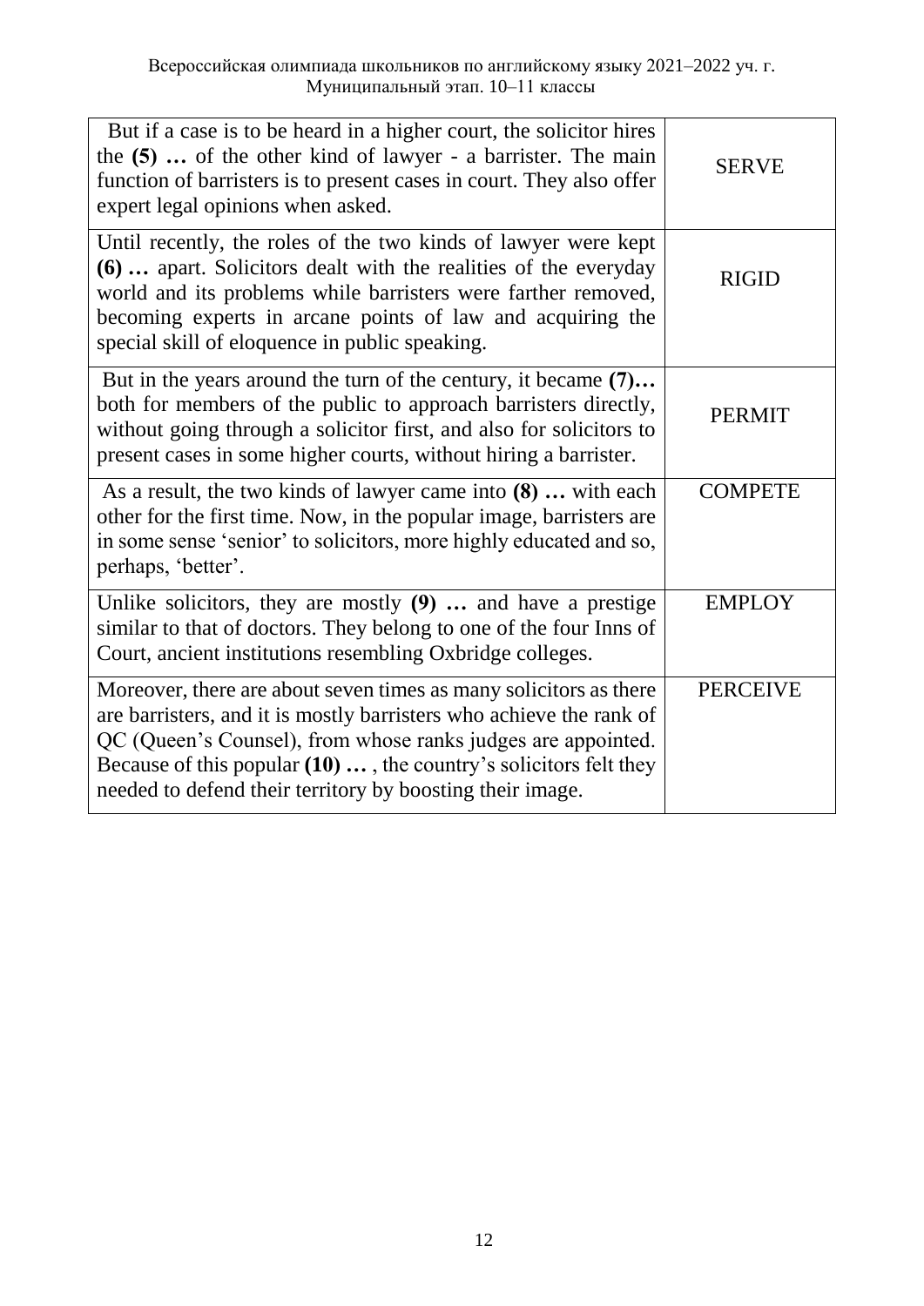| | |
|---|---|
| But if a case is to be heard in a higher court, the solicitor hires the **(5) …** of the other kind of lawyer - a barrister. The main function of barristers is to present cases in court. They also offer expert legal opinions when asked. | SERVE |
| Until recently, the roles of the two kinds of lawyer were kept **(6) …** apart. Solicitors dealt with the realities of the everyday world and its problems while barristers were farther removed, becoming experts in arcane points of law and acquiring the special skill of eloquence in public speaking. | RIGID |
| But in the years around the turn of the century, it became **(7)…** both for members of the public to approach barristers directly, without going through a solicitor first, and also for solicitors to present cases in some higher courts, without hiring a barrister. | PERMIT |
| As a result, the two kinds of lawyer came into **(8) …** with each other for the first time. Now, in the popular image, barristers are in some sense 'senior' to solicitors, more highly educated and so, perhaps, 'better'. | COMPETE |
| Unlike solicitors, they are mostly **(9) …** and have a prestige similar to that of doctors. They belong to one of the four Inns of Court, ancient institutions resembling Oxbridge colleges. | EMPLOY |
| Moreover, there are about seven times as many solicitors as there are barristers, and it is mostly barristers who achieve the rank of QC (Queen's Counsel), from whose ranks judges are appointed. Because of this popular **(10) …** , the country's solicitors felt they needed to defend their territory by boosting their image. | PERCEIVE |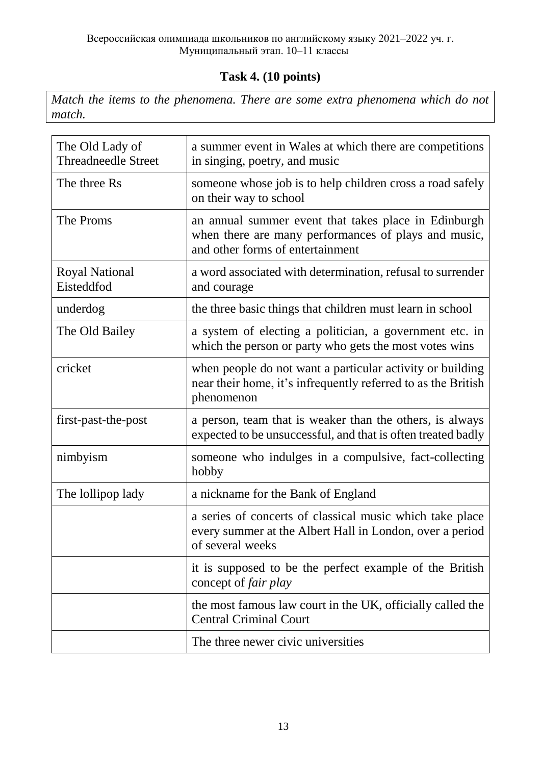## Task 4. (10 points)

*Match the items to the phenomena. There are some extra phenomena which do not match.*

| | |
|---|---|
| The Old Lady of Threadneedle Street | a summer event in Wales at which there are competitions in singing, poetry, and music |
| The three Rs | someone whose job is to help children cross a road safely on their way to school |
| The Proms | an annual summer event that takes place in Edinburgh when there are many performances of plays and music, and other forms of entertainment |
| Royal National Eisteddfod | a word associated with determination, refusal to surrender and courage |
| underdog | the three basic things that children must learn in school |
| The Old Bailey | a system of electing a politician, a government etc. in which the person or party who gets the most votes wins |
| cricket | when people do not want a particular activity or building near their home, it's infrequently referred to as the British phenomenon |
| first-past-the-post | a person, team that is weaker than the others, is always expected to be unsuccessful, and that is often treated badly |
| nimbyism | someone who indulges in a compulsive, fact-collecting hobby |
| The lollipop lady | a nickname for the Bank of England |
| | a series of concerts of classical music which take place every summer at the Albert Hall in London, over a period of several weeks |
| | it is supposed to be the perfect example of the British concept of *fair play* |
| | the most famous law court in the UK, officially called the Central Criminal Court |
| | The three newer civic universities |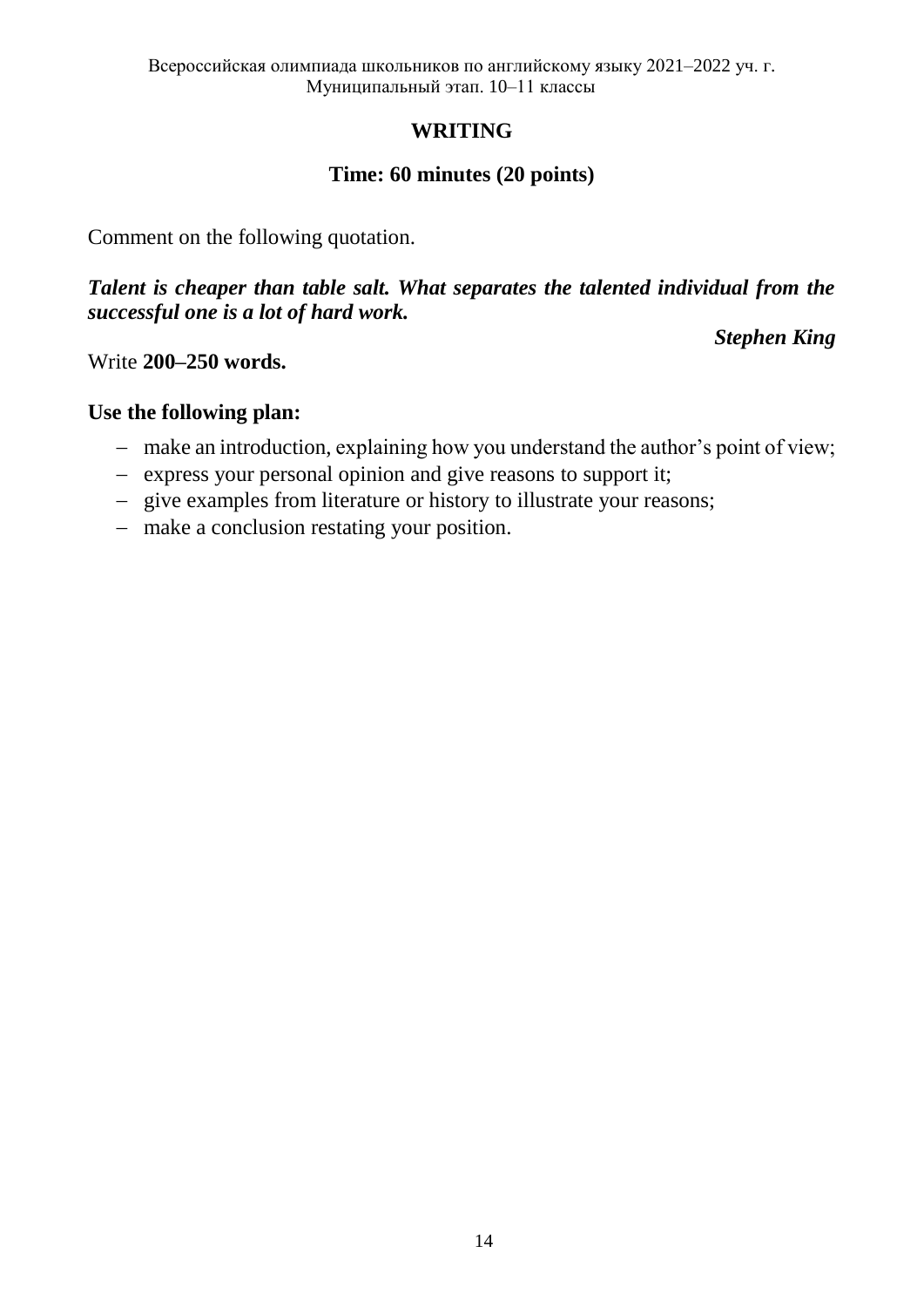## WRITING

### Time: 60 minutes (20 points)

Comment on the following quotation.

***Talent is cheaper than table salt. What separates the talented individual from the successful one is a lot of hard work.***

***Stephen King***

Write **200–250 words.**

**Use the following plan:**

- make an introduction, explaining how you understand the author's point of view;
- express your personal opinion and give reasons to support it;
- give examples from literature or history to illustrate your reasons;
- make a conclusion restating your position.